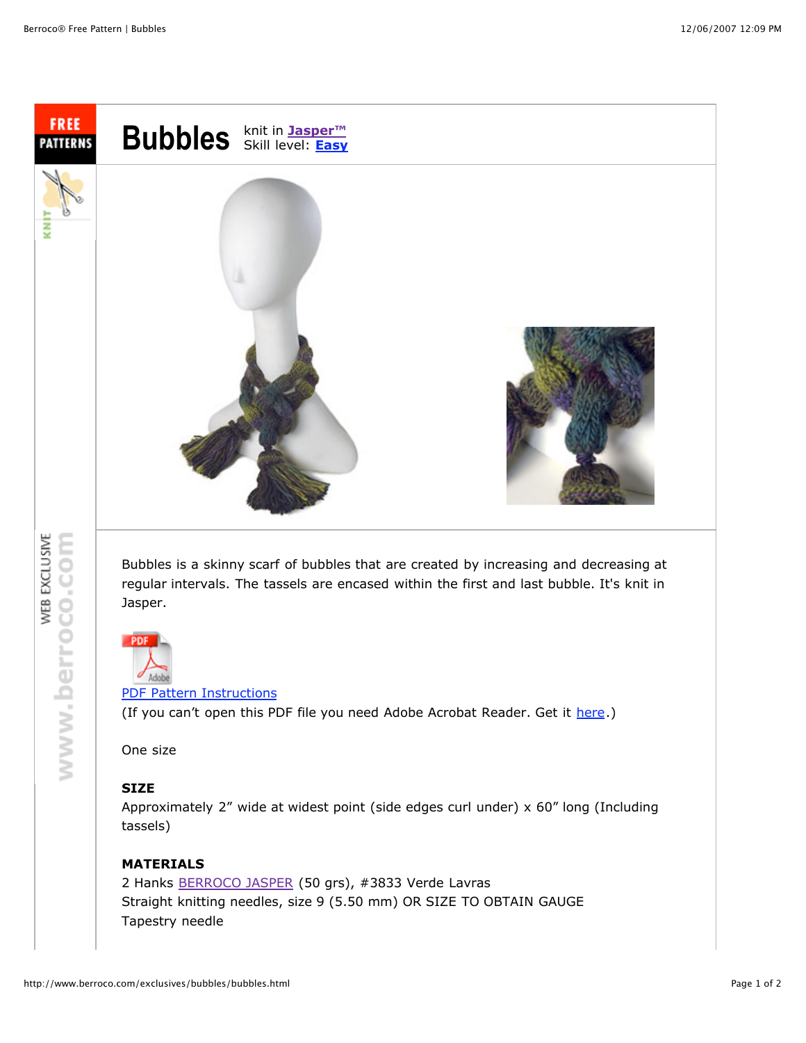# Bubbles

knit in Jasper™
Skill level: Easy

Bubbles is a skinny scarf of bubbles that are created by increasing and decreasing at regular intervals. The tassels are encased within the first and last bubble. It's knit in Jasper.

PDF Pattern Instructions
(If you can't open this PDF file you need Adobe Acrobat Reader. Get it here.)

One size

**SIZE**
Approximately 2" wide at widest point (side edges curl under) x 60" long (Including tassels)

**MATERIALS**
2 Hanks BERROCO JASPER (50 grs), #3833 Verde Lavras
Straight knitting needles, size 9 (5.50 mm) OR SIZE TO OBTAIN GAUGE
Tapestry needle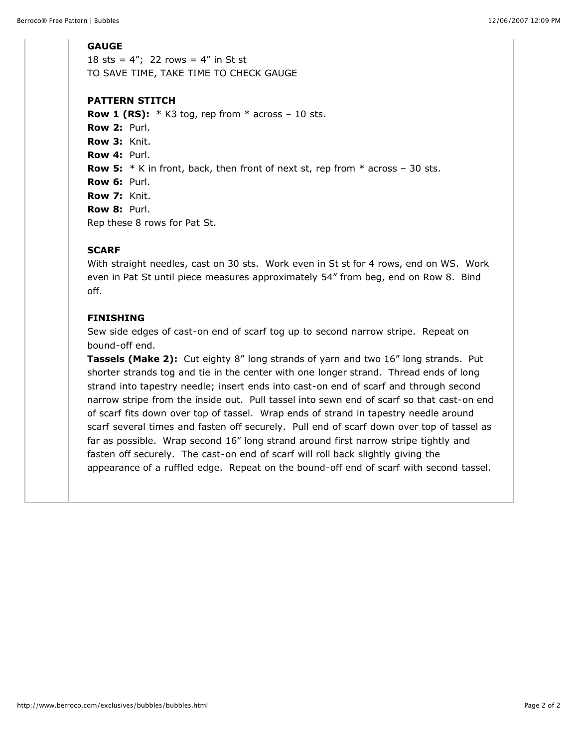## GAUGE

18 sts = 4"; 22 rows = 4" in St st
TO SAVE TIME, TAKE TIME TO CHECK GAUGE

## PATTERN STITCH

**Row 1 (RS):** * K3 tog, rep from * across – 10 sts.
**Row 2:** Purl.
**Row 3:** Knit.
**Row 4:** Purl.
**Row 5:** * K in front, back, then front of next st, rep from * across – 30 sts.
**Row 6:** Purl.
**Row 7:** Knit.
**Row 8:** Purl.
Rep these 8 rows for Pat St.

## SCARF

With straight needles, cast on 30 sts. Work even in St st for 4 rows, end on WS. Work even in Pat St until piece measures approximately 54" from beg, end on Row 8. Bind off.

## FINISHING

Sew side edges of cast-on end of scarf tog up to second narrow stripe. Repeat on bound-off end.

**Tassels (Make 2):** Cut eighty 8" long strands of yarn and two 16" long strands. Put shorter strands tog and tie in the center with one longer strand. Thread ends of long strand into tapestry needle; insert ends into cast-on end of scarf and through second narrow stripe from the inside out. Pull tassel into sewn end of scarf so that cast-on end of scarf fits down over top of tassel. Wrap ends of strand in tapestry needle around scarf several times and fasten off securely. Pull end of scarf down over top of tassel as far as possible. Wrap second 16" long strand around first narrow stripe tightly and fasten off securely. The cast-on end of scarf will roll back slightly giving the appearance of a ruffled edge. Repeat on the bound-off end of scarf with second tassel.